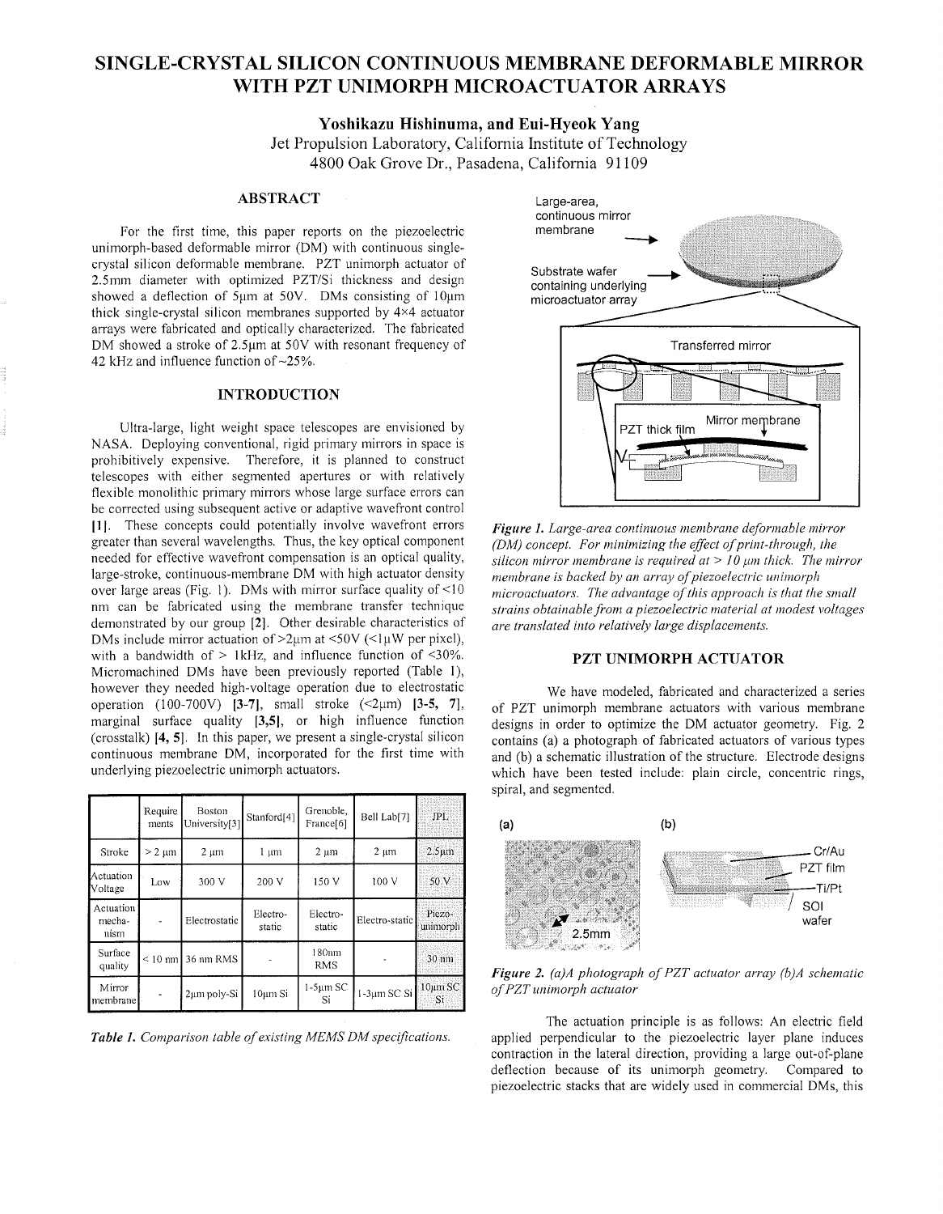# SINGLE-CRYSTAL SILICON CONTINUOUS MEMBRANE DEFORMABLE MIRROR WITH PZT UNIMORPH MICROACTUATOR ARRAYS

**Yoshikazu Hishinuma, and Eui-Hyeok Yang**

Jet Propulsion Laboratory, California Institute of Technology
4800 Oak Grove Dr., Pasadena, California 91109

## ABSTRACT

For the first time, this paper reports on the piezoelectric unimorph-based deformable mirror (DM) with continuous single-crystal silicon deformable membrane. PZT unimorph actuator of 2.5mm diameter with optimized PZT/Si thickness and design showed a deflection of 5μm at 50V. DMs consisting of 10μm thick single-crystal silicon membranes supported by 4×4 actuator arrays were fabricated and optically characterized. The fabricated DM showed a stroke of 2.5μm at 50V with resonant frequency of 42 kHz and influence function of ~25%.

## INTRODUCTION

Ultra-large, light weight space telescopes are envisioned by NASA. Deploying conventional, rigid primary mirrors in space is prohibitively expensive. Therefore, it is planned to construct telescopes with either segmented apertures or with relatively flexible monolithic primary mirrors whose large surface errors can be corrected using subsequent active or adaptive wavefront control **[1]**. These concepts could potentially involve wavefront errors greater than several wavelengths. Thus, the key optical component needed for effective wavefront compensation is an optical quality, large-stroke, continuous-membrane DM with high actuator density over large areas (Fig. 1). DMs with mirror surface quality of <10 nm can be fabricated using the membrane transfer technique demonstrated by our group **[2]**. Other desirable characteristics of DMs include mirror actuation of >2μm at <50V (<1μW per pixel), with a bandwidth of > 1kHz, and influence function of <30%. Micromachined DMs have been previously reported (Table 1), however they needed high-voltage operation due to electrostatic operation (100-700V) **[3-7]**, small stroke (<2μm) **[3-5, 7]**, marginal surface quality **[3,5]**, or high influence function (crosstalk) **[4, 5]**. In this paper, we present a single-crystal silicon continuous membrane DM, incorporated for the first time with underlying piezoelectric unimorph actuators.

| | Requirements | Boston University[3] | Stanford[4] | Grenoble, France[6] | Bell Lab[7] | JPL |
|---|---|---|---|---|---|---|
| Stroke | > 2 μm | 2 μm | 1 μm | 2 μm | 2 μm | 2.5μm |
| Actuation Voltage | Low | 300 V | 200 V | 150 V | 100 V | 50 V |
| Actuation mechanism | - | Electrostatic | Electro-static | Electro-static | Electro-static | Piezo-unimorph |
| Surface quality | < 10 nm | 36 nm RMS | - | 180nm RMS | - | 30 nm |
| Mirror membrane | - | 2μm poly-Si | 10μm Si | 1-5μm SC Si | 1-3μm SC Si | 10μm SC Si |

*Table 1. Comparison table of existing MEMS DM specifications.*

*Figure 1. Large-area continuous membrane deformable mirror (DM) concept. For minimizing the effect of print-through, the silicon mirror membrane is required at > 10 μm thick. The mirror membrane is backed by an array of piezoelectric unimorph microactuators. The advantage of this approach is that the small strains obtainable from a piezoelectric material at modest voltages are translated into relatively large displacements.*

## PZT UNIMORPH ACTUATOR

We have modeled, fabricated and characterized a series of PZT unimorph membrane actuators with various membrane designs in order to optimize the DM actuator geometry. Fig. 2 contains (a) a photograph of fabricated actuators of various types and (b) a schematic illustration of the structure. Electrode designs which have been tested include: plain circle, concentric rings, spiral, and segmented.

*Figure 2. (a)A photograph of PZT actuator array (b)A schematic of PZT unimorph actuator*

The actuation principle is as follows: An electric field applied perpendicular to the piezoelectric layer plane induces contraction in the lateral direction, providing a large out-of-plane deflection because of its unimorph geometry. Compared to piezoelectric stacks that are widely used in commercial DMs, this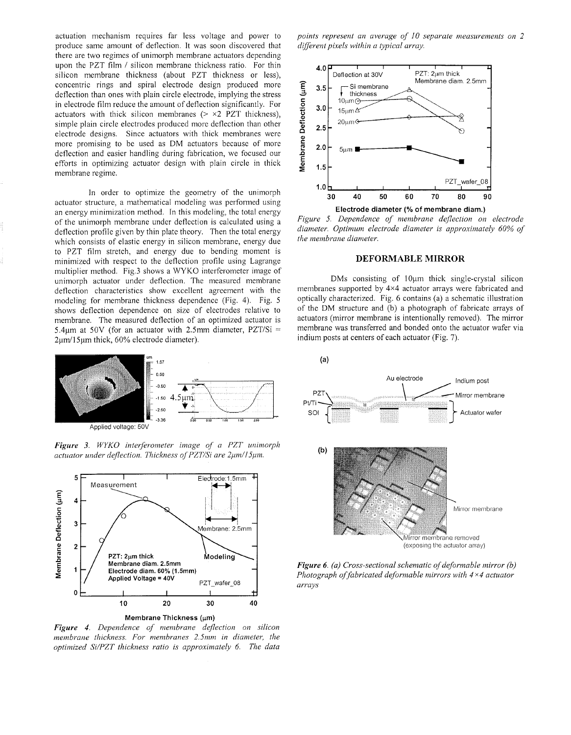actuation mechanism requires far less voltage and power to produce same amount of deflection. It was soon discovered that there are two regimes of unimorph membrane actuators depending upon the PZT film / silicon membrane thickness ratio. For thin silicon membrane thickness (about PZT thickness or less), concentric rings and spiral electrode design produced more deflection than ones with plain circle electrode, implying the stress in electrode film reduce the amount of deflection significantly. For actuators with thick silicon membranes (> ×2 PZT thickness), simple plain circle electrodes produced more deflection than other electrode designs. Since actuators with thick membranes were more promising to be used as DM actuators because of more deflection and easier handling during fabrication, we focused our efforts in optimizing actuator design with plain circle in thick membrane regime.

In order to optimize the geometry of the unimorph actuator structure, a mathematical modeling was performed using an energy minimization method. In this modeling, the total energy of the unimorph membrane under deflection is calculated using a deflection profile given by thin plate theory. Then the total energy which consists of elastic energy in silicon membrane, energy due to PZT film stretch, and energy due to bending moment is minimized with respect to the deflection profile using Lagrange multiplier method. Fig.3 shows a WYKO interferometer image of unimorph actuator under deflection. The measured membrane deflection characteristics show excellent agreement with the modeling for membrane thickness dependence (Fig. 4). Fig. 5 shows deflection dependence on size of electrodes relative to membrane. The measured deflection of an optimized actuator is 5.4μm at 50V (for an actuator with 2.5mm diameter, PZT/Si = 2μm/15μm thick, 60% electrode diameter).

*Figure 3. WYKO interferometer image of a PZT unimorph actuator under deflection. Thickness of PZT/Si are 2μm/15μm.*

*Figure 4. Dependence of membrane deflection on silicon membrane thickness. For membranes 2.5mm in diameter, the optimized Si/PZT thickness ratio is approximately 6. The data points represent an average of 10 separate measurements on 2 different pixels within a typical array.*

*Figure 5. Dependence of membrane deflection on electrode diameter. Optimum electrode diameter is approximately 60% of the membrane diameter.*

## DEFORMABLE MIRROR

DMs consisting of 10μm thick single-crystal silicon membranes supported by 4×4 actuator arrays were fabricated and optically characterized. Fig. 6 contains (a) a schematic illustration of the DM structure and (b) a photograph of fabricate arrays of actuators (mirror membrane is intentionally removed). The mirror membrane was transferred and bonded onto the actuator wafer via indium posts at centers of each actuator (Fig. 7).

*Figure 6. (a) Cross-sectional schematic of deformable mirror (b) Photograph of fabricated deformable mirrors with 4×4 actuator arrays*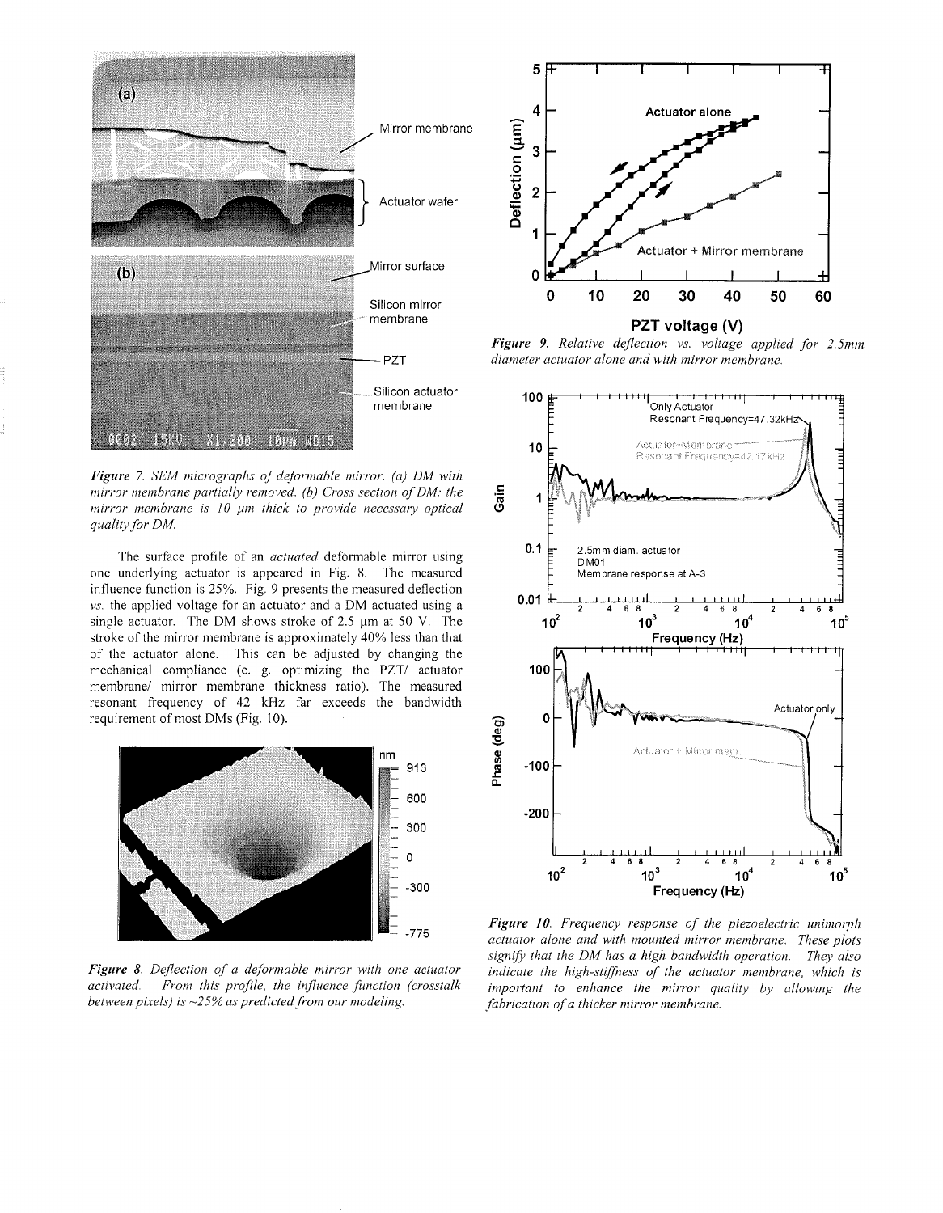*Figure 7. SEM micrographs of deformable mirror. (a) DM with mirror membrane partially removed. (b) Cross section of DM: the mirror membrane is 10 μm thick to provide necessary optical quality for DM.*

The surface profile of an *actuated* deformable mirror using one underlying actuator is appeared in Fig. 8. The measured influence function is 25%. Fig. 9 presents the measured deflection *vs.* the applied voltage for an actuator and a DM actuated using a single actuator. The DM shows stroke of 2.5 μm at 50 V. The stroke of the mirror membrane is approximately 40% less than that of the actuator alone. This can be adjusted by changing the mechanical compliance (e. g. optimizing the PZT/ actuator membrane/ mirror membrane thickness ratio). The measured resonant frequency of 42 kHz far exceeds the bandwidth requirement of most DMs (Fig. 10).

*Figure 8. Deflection of a deformable mirror with one actuator activated. From this profile, the influence function (crosstalk between pixels) is ~25% as predicted from our modeling.*

*Figure 9. Relative deflection vs. voltage applied for 2.5mm diameter actuator alone and with mirror membrane.*

*Figure 10. Frequency response of the piezoelectric unimorph actuator alone and with mounted mirror membrane. These plots signify that the DM has a high bandwidth operation. They also indicate the high-stiffness of the actuator membrane, which is important to enhance the mirror quality by allowing the fabrication of a thicker mirror membrane.*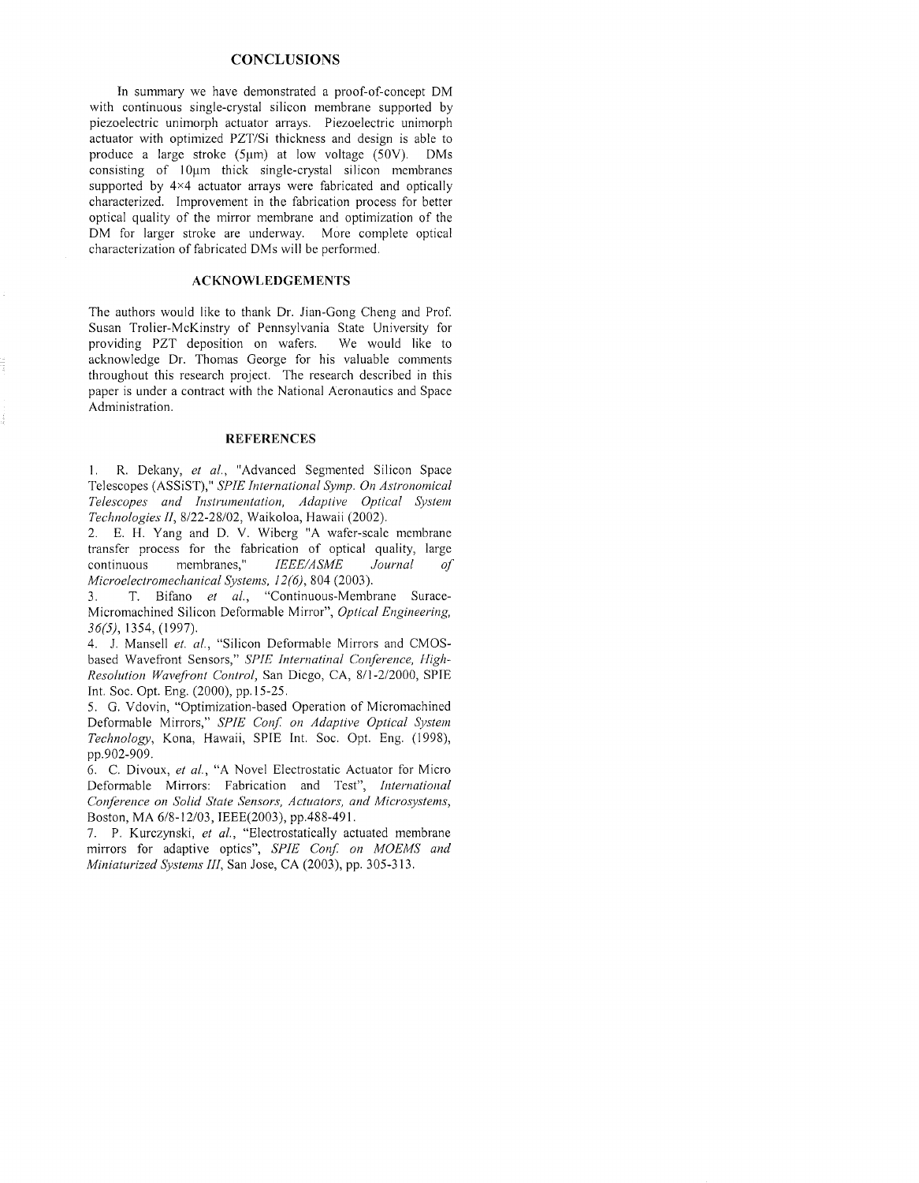## CONCLUSIONS

In summary we have demonstrated a proof-of-concept DM with continuous single-crystal silicon membrane supported by piezoelectric unimorph actuator arrays. Piezoelectric unimorph actuator with optimized PZT/Si thickness and design is able to produce a large stroke (5μm) at low voltage (50V). DMs consisting of 10μm thick single-crystal silicon membranes supported by 4×4 actuator arrays were fabricated and optically characterized. Improvement in the fabrication process for better optical quality of the mirror membrane and optimization of the DM for larger stroke are underway. More complete optical characterization of fabricated DMs will be performed.

## ACKNOWLEDGEMENTS

The authors would like to thank Dr. Jian-Gong Cheng and Prof. Susan Trolier-McKinstry of Pennsylvania State University for providing PZT deposition on wafers. We would like to acknowledge Dr. Thomas George for his valuable comments throughout this research project. The research described in this paper is under a contract with the National Aeronautics and Space Administration.

## REFERENCES

1. R. Dekany, *et al.*, "Advanced Segmented Silicon Space Telescopes (ASSiST)," *SPIE International Symp. On Astronomical Telescopes and Instrumentation, Adaptive Optical System Technologies II*, 8/22-28/02, Waikoloa, Hawaii (2002).
2. E. H. Yang and D. V. Wiberg "A wafer-scale membrane transfer process for the fabrication of optical quality, large continuous membranes," *IEEE/ASME Journal of Microelectromechanical Systems, 12(6)*, 804 (2003).
3. T. Bifano *et al.*, "Continuous-Membrane Surace-Micromachined Silicon Deformable Mirror", *Optical Engineering, 36(5)*, 1354, (1997).
4. J. Mansell *et. al.*, "Silicon Deformable Mirrors and CMOS-based Wavefront Sensors," *SPIE Internatinal Conference, High-Resolution Wavefront Control*, San Diego, CA, 8/1-2/2000, SPIE Int. Soc. Opt. Eng. (2000), pp.15-25.
5. G. Vdovin, "Optimization-based Operation of Micromachined Deformable Mirrors," *SPIE Conf. on Adaptive Optical System Technology*, Kona, Hawaii, SPIE Int. Soc. Opt. Eng. (1998), pp.902-909.
6. C. Divoux, *et al.*, "A Novel Electrostatic Actuator for Micro Deformable Mirrors: Fabrication and Test", *International Conference on Solid State Sensors, Actuators, and Microsystems*, Boston, MA 6/8-12/03, IEEE(2003), pp.488-491.
7. P. Kurczynski, *et al.*, "Electrostatically actuated membrane mirrors for adaptive optics", *SPIE Conf. on MOEMS and Miniaturized Systems III*, San Jose, CA (2003), pp. 305-313.